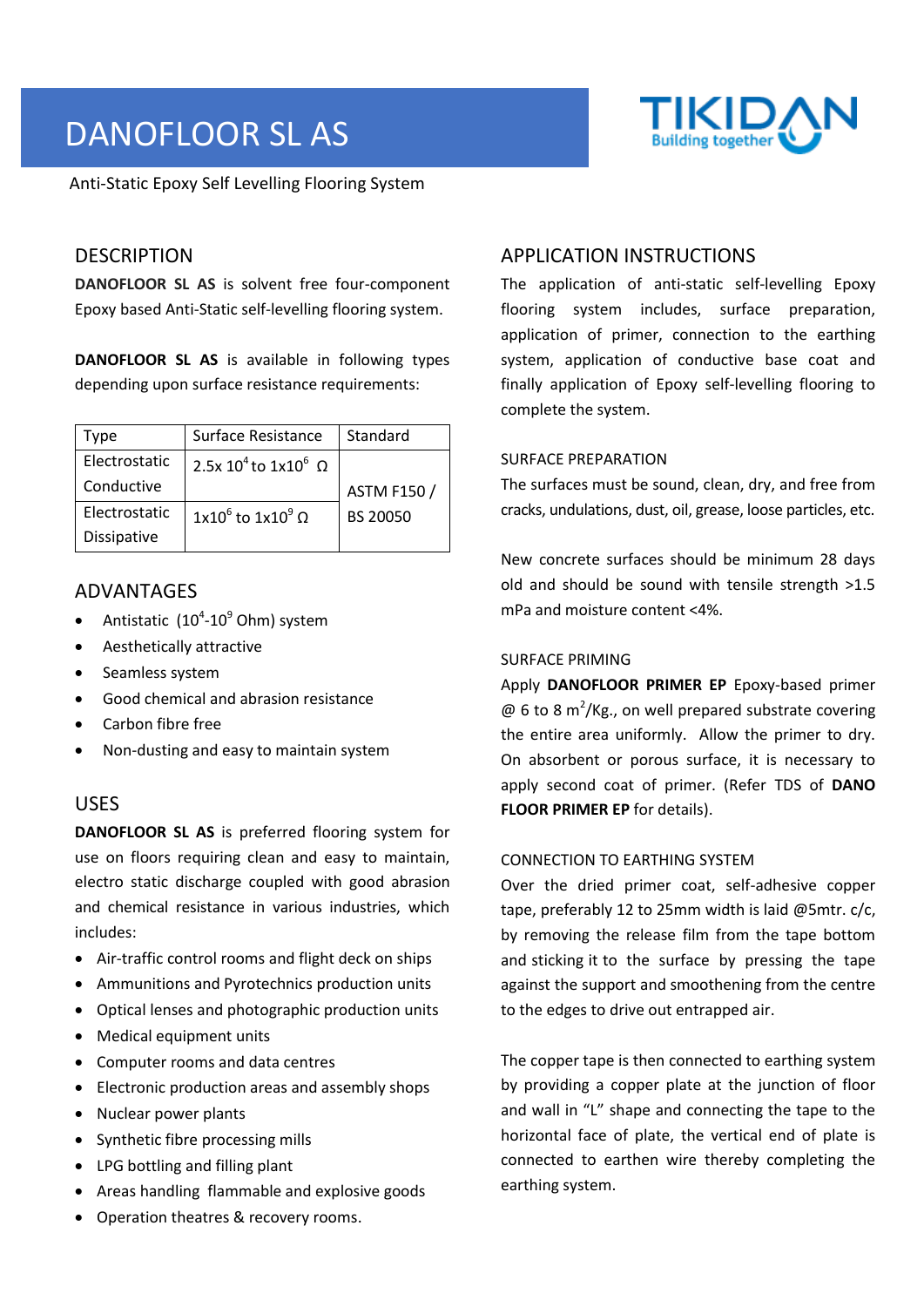# DANOFLOOR SL AS

Anti-Static Epoxy Self Levelling Flooring System

## DESCRIPTION

**DANOFLOOR SL AS** is solvent free four-component Epoxy based Anti-Static self-levelling flooring system.

**DANOFLOOR SL AS** is available in following types depending upon surface resistance requirements:

| Type | Surface Resistance | Standard |
|---|---|---|
| Electrostatic Conductive | $2.5x\ 10^4$ to $1x10^6$ Ω | ASTM F150 / BS 20050 |
| Electrostatic Dissipative | $1x10^6$ to $1x10^9$ Ω | |

## ADVANTAGES

- Antistatic ($10^4$-$10^9$ Ohm) system
- Aesthetically attractive
- Seamless system
- Good chemical and abrasion resistance
- Carbon fibre free
- Non-dusting and easy to maintain system

## USES

**DANOFLOOR SL AS** is preferred flooring system for use on floors requiring clean and easy to maintain, electro static discharge coupled with good abrasion and chemical resistance in various industries, which includes:

- Air-traffic control rooms and flight deck on ships
- Ammunitions and Pyrotechnics production units
- Optical lenses and photographic production units
- Medical equipment units
- Computer rooms and data centres
- Electronic production areas and assembly shops
- Nuclear power plants
- Synthetic fibre processing mills
- LPG bottling and filling plant
- Areas handling flammable and explosive goods
- Operation theatres & recovery rooms.

## APPLICATION INSTRUCTIONS

The application of anti-static self-levelling Epoxy flooring system includes, surface preparation, application of primer, connection to the earthing system, application of conductive base coat and finally application of Epoxy self-levelling flooring to complete the system.

### SURFACE PREPARATION

The surfaces must be sound, clean, dry, and free from cracks, undulations, dust, oil, grease, loose particles, etc.

New concrete surfaces should be minimum 28 days old and should be sound with tensile strength >1.5 mPa and moisture content <4%.

### SURFACE PRIMING

Apply **DANOFLOOR PRIMER EP** Epoxy-based primer @ 6 to 8 $m^2$/Kg., on well prepared substrate covering the entire area uniformly. Allow the primer to dry. On absorbent or porous surface, it is necessary to apply second coat of primer. (Refer TDS of **DANO FLOOR PRIMER EP** for details).

### CONNECTION TO EARTHING SYSTEM

Over the dried primer coat, self-adhesive copper tape, preferably 12 to 25mm width is laid @5mtr. c/c, by removing the release film from the tape bottom and sticking it to the surface by pressing the tape against the support and smoothening from the centre to the edges to drive out entrapped air.

The copper tape is then connected to earthing system by providing a copper plate at the junction of floor and wall in "L" shape and connecting the tape to the horizontal face of plate, the vertical end of plate is connected to earthen wire thereby completing the earthing system.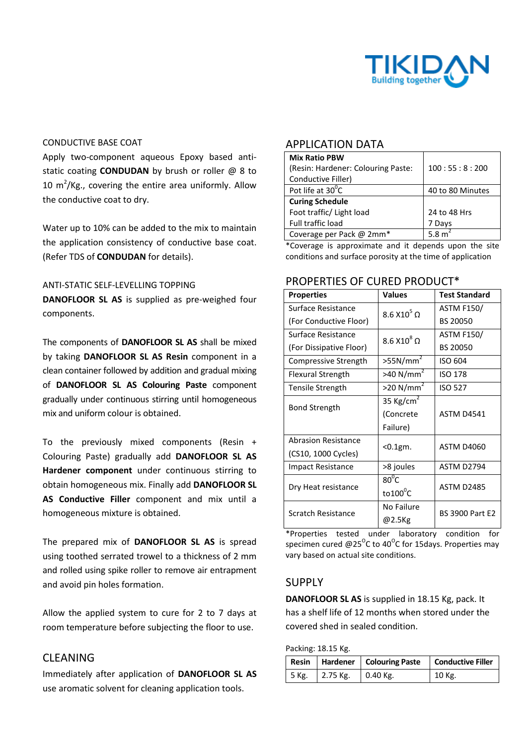CONDUCTIVE BASE COAT

Apply two-component aqueous Epoxy based anti-static coating **CONDUDAN** by brush or roller @ 8 to 10 $m^2$/Kg., covering the entire area uniformly. Allow the conductive coat to dry.

Water up to 10% can be added to the mix to maintain the application consistency of conductive base coat. (Refer TDS of **CONDUDAN** for details).

ANTI-STATIC SELF-LEVELLING TOPPING

**DANOFLOOR SL AS** is supplied as pre-weighed four components.

The components of **DANOFLOOR SL AS** shall be mixed by taking **DANOFLOOR SL AS Resin** component in a clean container followed by addition and gradual mixing of **DANOFLOOR SL AS Colouring Paste** component gradually under continuous stirring until homogeneous mix and uniform colour is obtained.

To the previously mixed components (Resin + Colouring Paste) gradually add **DANOFLOOR SL AS Hardener component** under continuous stirring to obtain homogeneous mix. Finally add **DANOFLOOR SL AS Conductive Filler** component and mix until a homogeneous mixture is obtained.

The prepared mix of **DANOFLOOR SL AS** is spread using toothed serrated trowel to a thickness of 2 mm and rolled using spike roller to remove air entrapment and avoid pin holes formation.

Allow the applied system to cure for 2 to 7 days at room temperature before subjecting the floor to use.

## CLEANING

Immediately after application of **DANOFLOOR SL AS** use aromatic solvent for cleaning application tools.

## APPLICATION DATA

| | |
|---|---|
| **Mix Ratio PBW** (Resin: Hardener: Colouring Paste: Conductive Filler) | 100 : 55 : 8 : 200 |
| Pot life at 30$^0$C | 40 to 80 Minutes |
| **Curing Schedule** | |
| Foot traffic/ Light load | 24 to 48 Hrs |
| Full traffic load | 7 Days |
| Coverage per Pack @ 2mm* | 5.8 $m^2$ |

*Coverage is approximate and it depends upon the site conditions and surface porosity at the time of application

## PROPERTIES OF CURED PRODUCT*

| Properties | Values | Test Standard |
|---|---|---|
| Surface Resistance (For Conductive Floor) | 8.6 X10$^5$ Ω | ASTM F150/ BS 20050 |
| Surface Resistance (For Dissipative Floor) | 8.6 X10$^8$ Ω | ASTM F150/ BS 20050 |
| Compressive Strength | >55N/mm$^2$ | ISO 604 |
| Flexural Strength | >40 N/mm$^2$ | ISO 178 |
| Tensile Strength | >20 N/mm$^2$ | ISO 527 |
| Bond Strength | 35 Kg/cm$^2$ (Concrete Failure) | ASTM D4541 |
| Abrasion Resistance (CS10, 1000 Cycles) | <0.1gm. | ASTM D4060 |
| Impact Resistance | >8 joules | ASTM D2794 |
| Dry Heat resistance | 80$^0$C to100$^0$C | ASTM D2485 |
| Scratch Resistance | No Failure @2.5Kg | BS 3900 Part E2 |

*Properties tested under laboratory condition for specimen cured @25$^0$C to 40$^0$C for 15days. Properties may vary based on actual site conditions.

## SUPPLY

**DANOFLOOR SL AS** is supplied in 18.15 Kg, pack. It has a shelf life of 12 months when stored under the covered shed in sealed condition.

Packing: 18.15 Kg.

| Resin | Hardener | Colouring Paste | Conductive Filler |
|---|---|---|---|
| 5 Kg. | 2.75 Kg. | 0.40 Kg. | 10 Kg. |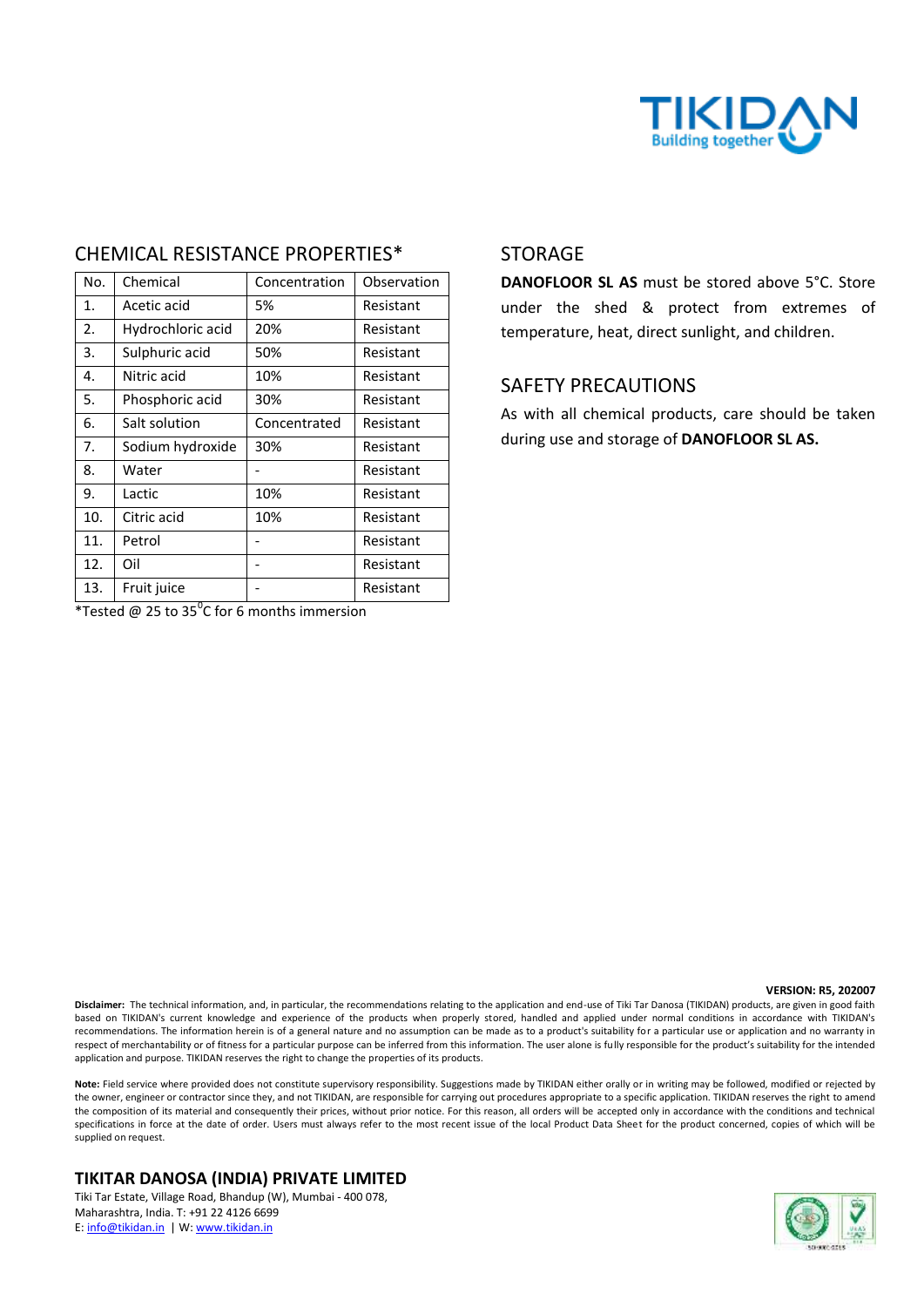## CHEMICAL RESISTANCE PROPERTIES*

| No. | Chemical | Concentration | Observation |
|---|---|---|---|
| 1. | Acetic acid | 5% | Resistant |
| 2. | Hydrochloric acid | 20% | Resistant |
| 3. | Sulphuric acid | 50% | Resistant |
| 4. | Nitric acid | 10% | Resistant |
| 5. | Phosphoric acid | 30% | Resistant |
| 6. | Salt solution | Concentrated | Resistant |
| 7. | Sodium hydroxide | 30% | Resistant |
| 8. | Water | - | Resistant |
| 9. | Lactic | 10% | Resistant |
| 10. | Citric acid | 10% | Resistant |
| 11. | Petrol | - | Resistant |
| 12. | Oil | - | Resistant |
| 13. | Fruit juice | - | Resistant |

*Tested @ 25 to 35$^{0}$C for 6 months immersion

## STORAGE

**DANOFLOOR SL AS** must be stored above 5°C. Store under the shed & protect from extremes of temperature, heat, direct sunlight, and children.

## SAFETY PRECAUTIONS

As with all chemical products, care should be taken during use and storage of **DANOFLOOR SL AS.**

**VERSION: R5, 202007**

**Disclaimer:** The technical information, and, in particular, the recommendations relating to the application and end-use of Tiki Tar Danosa (TIKIDAN) products, are given in good faith based on TIKIDAN's current knowledge and experience of the products when properly stored, handled and applied under normal conditions in accordance with TIKIDAN's recommendations. The information herein is of a general nature and no assumption can be made as to a product's suitability for a particular use or application and no warranty in respect of merchantability or of fitness for a particular purpose can be inferred from this information. The user alone is fully responsible for the product's suitability for the intended application and purpose. TIKIDAN reserves the right to change the properties of its products.

**Note:** Field service where provided does not constitute supervisory responsibility. Suggestions made by TIKIDAN either orally or in writing may be followed, modified or rejected by the owner, engineer or contractor since they, and not TIKIDAN, are responsible for carrying out procedures appropriate to a specific application. TIKIDAN reserves the right to amend the composition of its material and consequently their prices, without prior notice. For this reason, all orders will be accepted only in accordance with the conditions and technical specifications in force at the date of order. Users must always refer to the most recent issue of the local Product Data Sheet for the product concerned, copies of which will be supplied on request.

**TIKITAR DANOSA (INDIA) PRIVATE LIMITED**

Tiki Tar Estate, Village Road, Bhandup (W), Mumbai - 400 078,
Maharashtra, India. T: +91 22 4126 6699
E: info@tikidan.in | W: www.tikidan.in